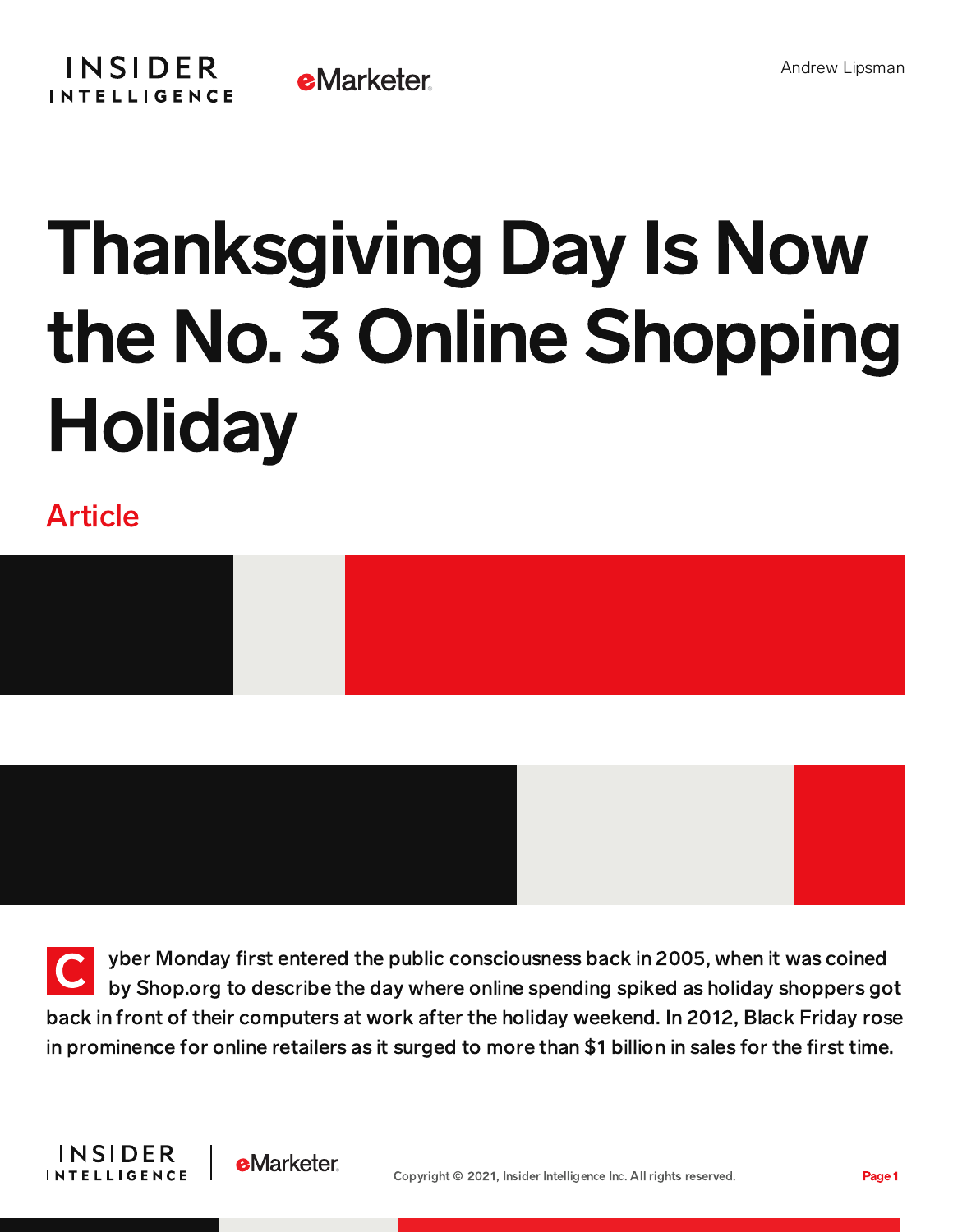Andrew Lipsman

# Thanksgiving Day Is Now the No. 3 Online Shopping Holiday

Article

Cyber Monday first entered the public consciousness back in 2005, when it was coined by Shop.org to describe the day where online spending spiked as holiday shoppers got back in front of their computers at work after the holiday weekend. In 2012, Black Friday rose in prominence for online retailers as it surged to more than $1 billion in sales for the first time.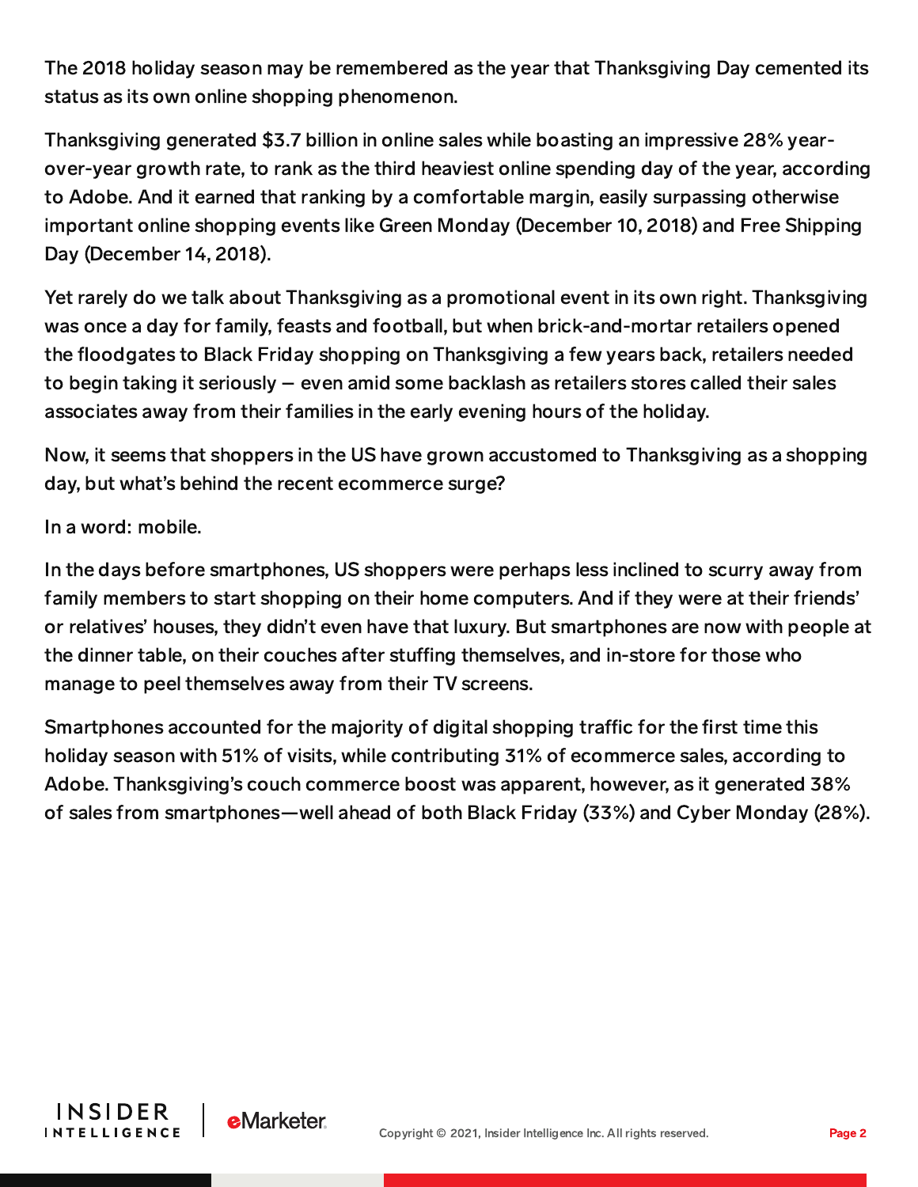The 2018 holiday season may be remembered as the year that Thanksgiving Day cemented its status as its own online shopping phenomenon.

Thanksgiving generated $3.7 billion in online sales while boasting an impressive 28% year-over-year growth rate, to rank as the third heaviest online spending day of the year, according to Adobe. And it earned that ranking by a comfortable margin, easily surpassing otherwise important online shopping events like Green Monday (December 10, 2018) and Free Shipping Day (December 14, 2018).

Yet rarely do we talk about Thanksgiving as a promotional event in its own right. Thanksgiving was once a day for family, feasts and football, but when brick-and-mortar retailers opened the floodgates to Black Friday shopping on Thanksgiving a few years back, retailers needed to begin taking it seriously — even amid some backlash as retailers stores called their sales associates away from their families in the early evening hours of the holiday.

Now, it seems that shoppers in the US have grown accustomed to Thanksgiving as a shopping day, but what's behind the recent ecommerce surge?

In a word: mobile.

In the days before smartphones, US shoppers were perhaps less inclined to scurry away from family members to start shopping on their home computers. And if they were at their friends' or relatives' houses, they didn't even have that luxury. But smartphones are now with people at the dinner table, on their couches after stuffing themselves, and in-store for those who manage to peel themselves away from their TV screens.

Smartphones accounted for the majority of digital shopping traffic for the first time this holiday season with 51% of visits, while contributing 31% of ecommerce sales, according to Adobe. Thanksgiving's couch commerce boost was apparent, however, as it generated 38% of sales from smartphones—well ahead of both Black Friday (33%) and Cyber Monday (28%).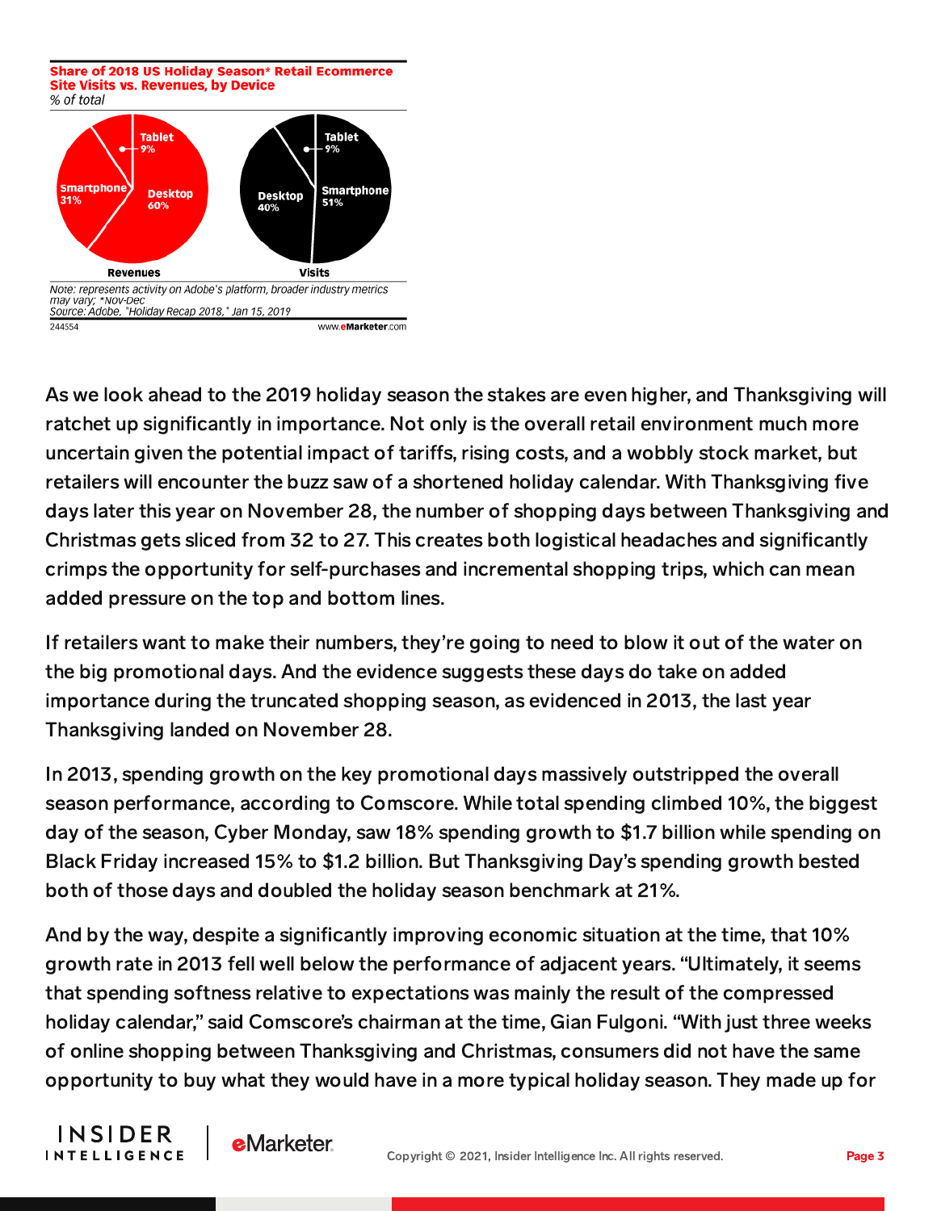**Share of 2018 US Holiday Season* Retail Ecommerce Site Visits vs. Revenues, by Device**
*% of total*

| Device | Revenues | Visits |
|---|---|---|
| Desktop | 60% | 40% |
| Smartphone | 31% | 51% |
| Tablet | 9% | 9% |

*Note: represents activity on Adobe's platform, broader industry metrics may vary; *Nov-Dec*
*Source: Adobe, "Holiday Recap 2018," Jan 15, 2019*
244554 www.eMarketer.com

As we look ahead to the 2019 holiday season the stakes are even higher, and Thanksgiving will ratchet up significantly in importance. Not only is the overall retail environment much more uncertain given the potential impact of tariffs, rising costs, and a wobbly stock market, but retailers will encounter the buzz saw of a shortened holiday calendar. With Thanksgiving five days later this year on November 28, the number of shopping days between Thanksgiving and Christmas gets sliced from 32 to 27. This creates both logistical headaches and significantly crimps the opportunity for self-purchases and incremental shopping trips, which can mean added pressure on the top and bottom lines.

If retailers want to make their numbers, they're going to need to blow it out of the water on the big promotional days. And the evidence suggests these days do take on added importance during the truncated shopping season, as evidenced in 2013, the last year Thanksgiving landed on November 28.

In 2013, spending growth on the key promotional days massively outstripped the overall season performance, according to Comscore. While total spending climbed 10%, the biggest day of the season, Cyber Monday, saw 18% spending growth to $1.7 billion while spending on Black Friday increased 15% to $1.2 billion. But Thanksgiving Day's spending growth bested both of those days and doubled the holiday season benchmark at 21%.

And by the way, despite a significantly improving economic situation at the time, that 10% growth rate in 2013 fell well below the performance of adjacent years. "Ultimately, it seems that spending softness relative to expectations was mainly the result of the compressed holiday calendar," said Comscore's chairman at the time, Gian Fulgoni. "With just three weeks of online shopping between Thanksgiving and Christmas, consumers did not have the same opportunity to buy what they would have in a more typical holiday season. They made up for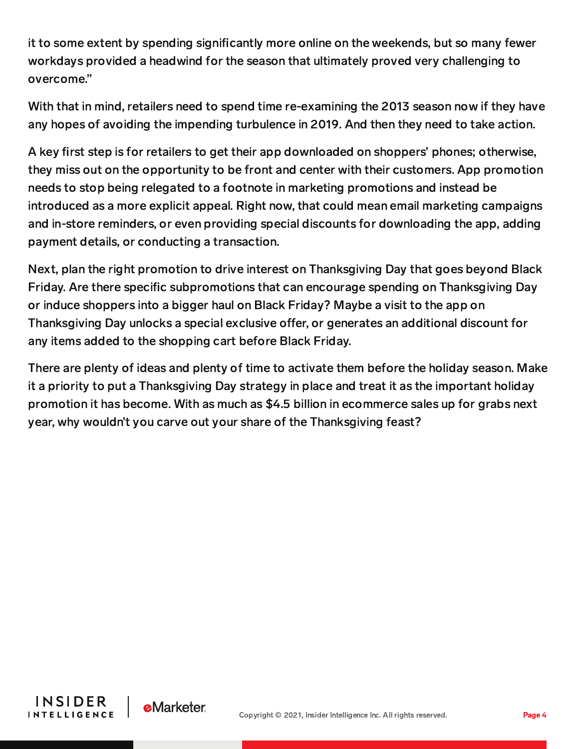it to some extent by spending significantly more online on the weekends, but so many fewer workdays provided a headwind for the season that ultimately proved very challenging to overcome."

With that in mind, retailers need to spend time re-examining the 2013 season now if they have any hopes of avoiding the impending turbulence in 2019. And then they need to take action.

A key first step is for retailers to get their app downloaded on shoppers' phones; otherwise, they miss out on the opportunity to be front and center with their customers. App promotion needs to stop being relegated to a footnote in marketing promotions and instead be introduced as a more explicit appeal. Right now, that could mean email marketing campaigns and in-store reminders, or even providing special discounts for downloading the app, adding payment details, or conducting a transaction.

Next, plan the right promotion to drive interest on Thanksgiving Day that goes beyond Black Friday. Are there specific subpromotions that can encourage spending on Thanksgiving Day or induce shoppers into a bigger haul on Black Friday? Maybe a visit to the app on Thanksgiving Day unlocks a special exclusive offer, or generates an additional discount for any items added to the shopping cart before Black Friday.

There are plenty of ideas and plenty of time to activate them before the holiday season. Make it a priority to put a Thanksgiving Day strategy in place and treat it as the important holiday promotion it has become. With as much as $4.5 billion in ecommerce sales up for grabs next year, why wouldn't you carve out your share of the Thanksgiving feast?